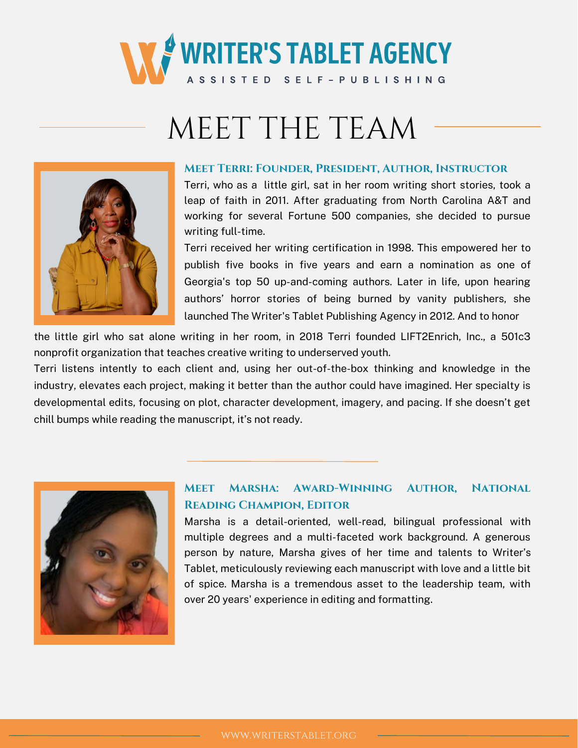# WRITER'S TABLET AGENCY

ASSISTED SELF-PUBLISHING

# MEET THE TEAM

### Meet Terri: Founder, President, Author, Instructor

Terri, who as a little girl, sat in her room writing short stories, took a leap of faith in 2011. After graduating from North Carolina A&T and working for several Fortune 500 companies, she decided to pursue writing full-time.

Terri received her writing certification in 1998. This empowered her to publish five books in five years and earn a nomination as one of Georgia's top 50 up-and-coming authors. Later in life, upon hearing authors' horror stories of being burned by vanity publishers, she launched The Writer's Tablet Publishing Agency in 2012. And to honor the little girl who sat alone writing in her room, in 2018 Terri founded LIFT2Enrich, Inc., a 501c3 nonprofit organization that teaches creative writing to underserved youth.

Terri listens intently to each client and, using her out-of-the-box thinking and knowledge in the industry, elevates each project, making it better than the author could have imagined. Her specialty is developmental edits, focusing on plot, character development, imagery, and pacing. If she doesn't get chill bumps while reading the manuscript, it's not ready.

### Meet Marsha: Award-Winning Author, National Reading Champion, Editor

Marsha is a detail-oriented, well-read, bilingual professional with multiple degrees and a multi-faceted work background. A generous person by nature, Marsha gives of her time and talents to Writer's Tablet, meticulously reviewing each manuscript with love and a little bit of spice. Marsha is a tremendous asset to the leadership team, with over 20 years' experience in editing and formatting.

WWW.WRITERSTABLET.ORG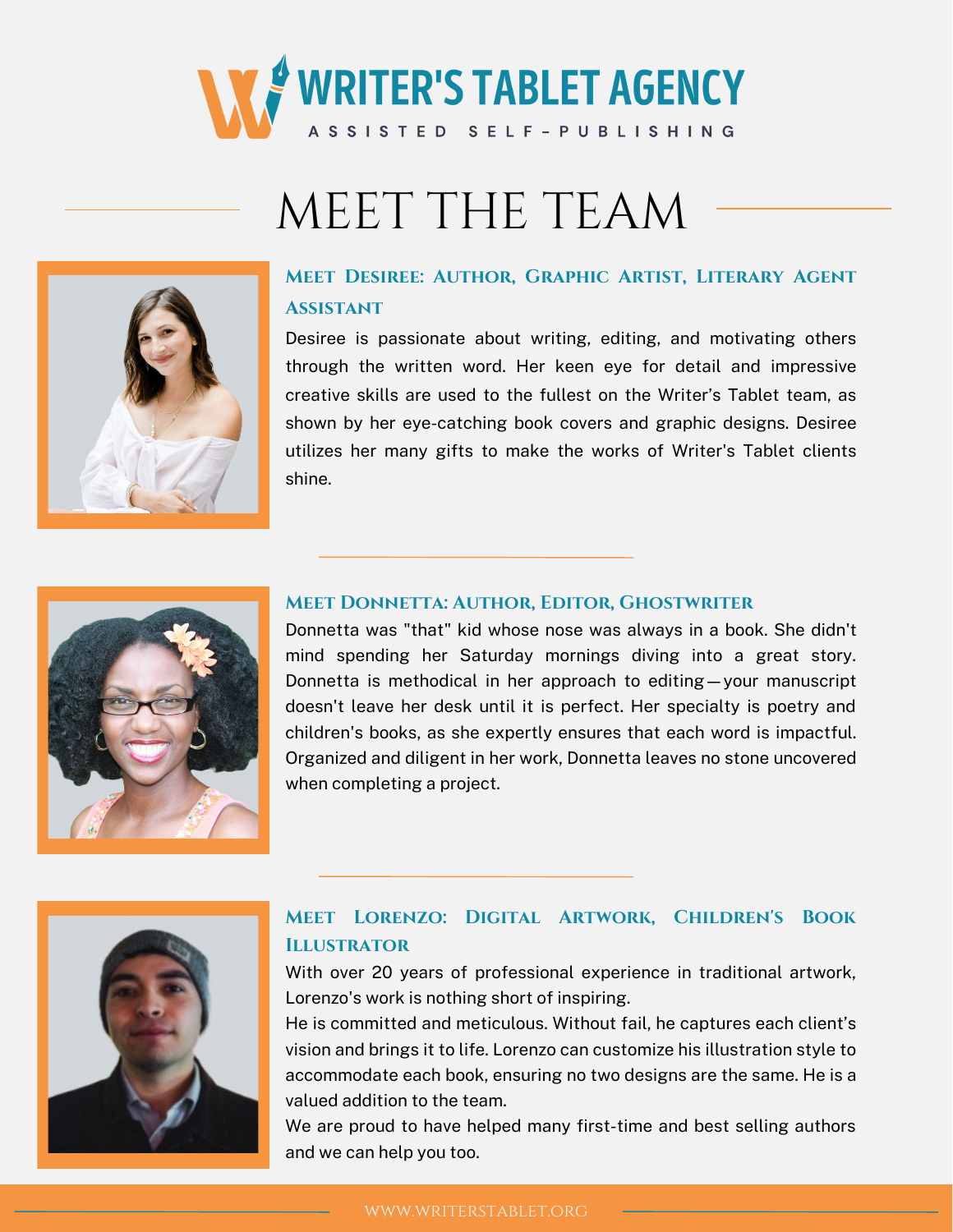# WRITER'S TABLET AGENCY

ASSISTED SELF-PUBLISHING

## MEET THE TEAM

### Meet Desiree: Author, Graphic Artist, Literary Agent Assistant

Desiree is passionate about writing, editing, and motivating others through the written word. Her keen eye for detail and impressive creative skills are used to the fullest on the Writer's Tablet team, as shown by her eye-catching book covers and graphic designs. Desiree utilizes her many gifts to make the works of Writer's Tablet clients shine.

### Meet Donnetta: Author, Editor, Ghostwriter

Donnetta was "that" kid whose nose was always in a book. She didn't mind spending her Saturday mornings diving into a great story. Donnetta is methodical in her approach to editing—your manuscript doesn't leave her desk until it is perfect. Her specialty is poetry and children's books, as she expertly ensures that each word is impactful. Organized and diligent in her work, Donnetta leaves no stone uncovered when completing a project.

### Meet Lorenzo: Digital Artwork, Children's Book Illustrator

With over 20 years of professional experience in traditional artwork, Lorenzo's work is nothing short of inspiring.

He is committed and meticulous. Without fail, he captures each client's vision and brings it to life. Lorenzo can customize his illustration style to accommodate each book, ensuring no two designs are the same. He is a valued addition to the team.

We are proud to have helped many first-time and best selling authors and we can help you too.

WWW.WRITERSTABLET.ORG